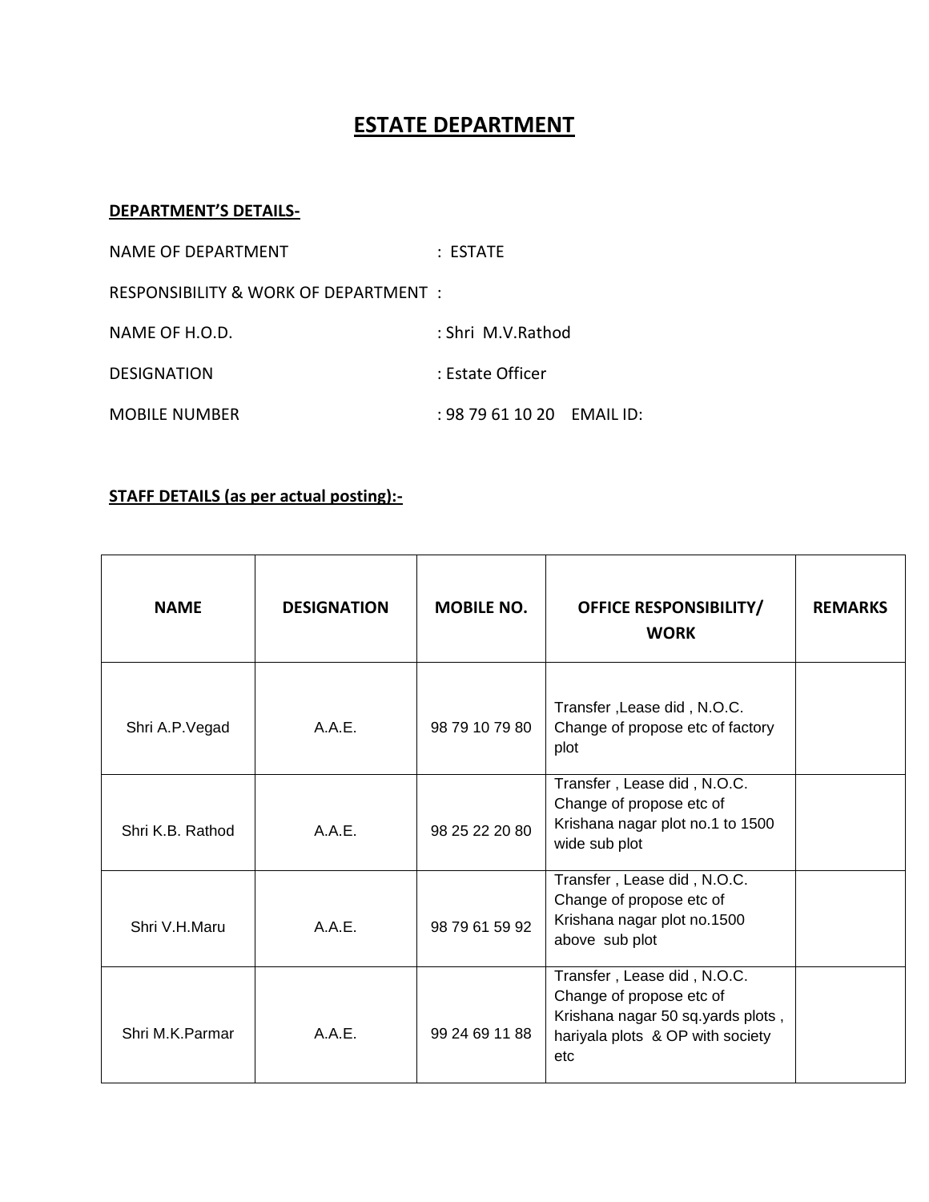# ESTATE DEPARTMENT

**DEPARTMENT'S DETAILS-**

NAME OF DEPARTMENT : ESTATE

RESPONSIBILITY & WORK OF DEPARTMENT :

NAME OF H.O.D. : Shri M.V.Rathod

DESIGNATION : Estate Officer

MOBILE NUMBER : 98 79 61 10 20 EMAIL ID:

**STAFF DETAILS (as per actual posting):-**

| NAME | DESIGNATION | MOBILE NO. | OFFICE RESPONSIBILITY/ WORK | REMARKS |
|---|---|---|---|---|
| Shri A.P.Vegad | A.A.E. | 98 79 10 79 80 | Transfer ,Lease did , N.O.C. Change of propose etc of factory plot | |
| Shri K.B. Rathod | A.A.E. | 98 25 22 20 80 | Transfer , Lease did , N.O.C. Change of propose etc of Krishana nagar plot no.1 to 1500 wide sub plot | |
| Shri V.H.Maru | A.A.E. | 98 79 61 59 92 | Transfer , Lease did , N.O.C. Change of propose etc of Krishana nagar plot no.1500 above sub plot | |
| Shri M.K.Parmar | A.A.E. | 99 24 69 11 88 | Transfer , Lease did , N.O.C. Change of propose etc of Krishana nagar 50 sq.yards plots , hariyala plots & OP with society etc | |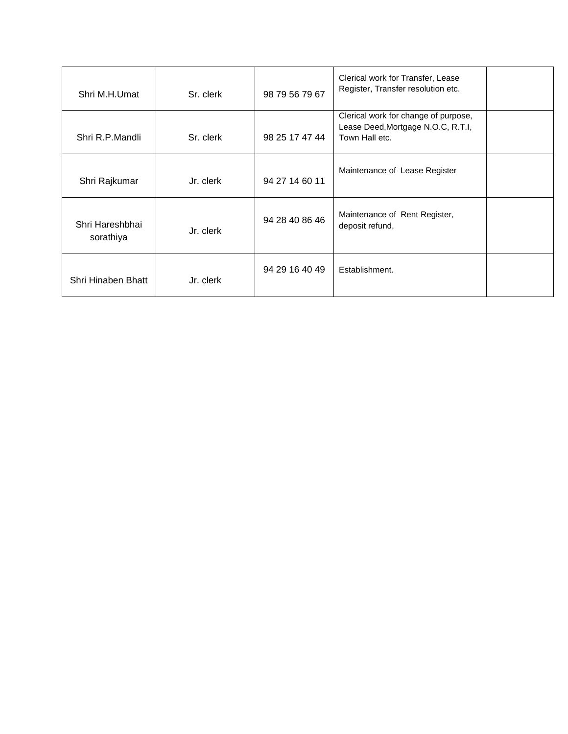| | | | | |
|---|---|---|---|---|
| Shri M.H.Umat | Sr. clerk | 98 79 56 79 67 | Clerical work for Transfer, Lease Register, Transfer resolution etc. | |
| Shri R.P.Mandli | Sr. clerk | 98 25 17 47 44 | Clerical work for change of purpose, Lease Deed,Mortgage N.O.C, R.T.I, Town Hall etc. | |
| Shri Rajkumar | Jr. clerk | 94 27 14 60 11 | Maintenance of Lease Register | |
| Shri Hareshbhai sorathiya | Jr. clerk | 94 28 40 86 46 | Maintenance of Rent Register, deposit refund, | |
| Shri Hinaben Bhatt | Jr. clerk | 94 29 16 40 49 | Establishment. | |